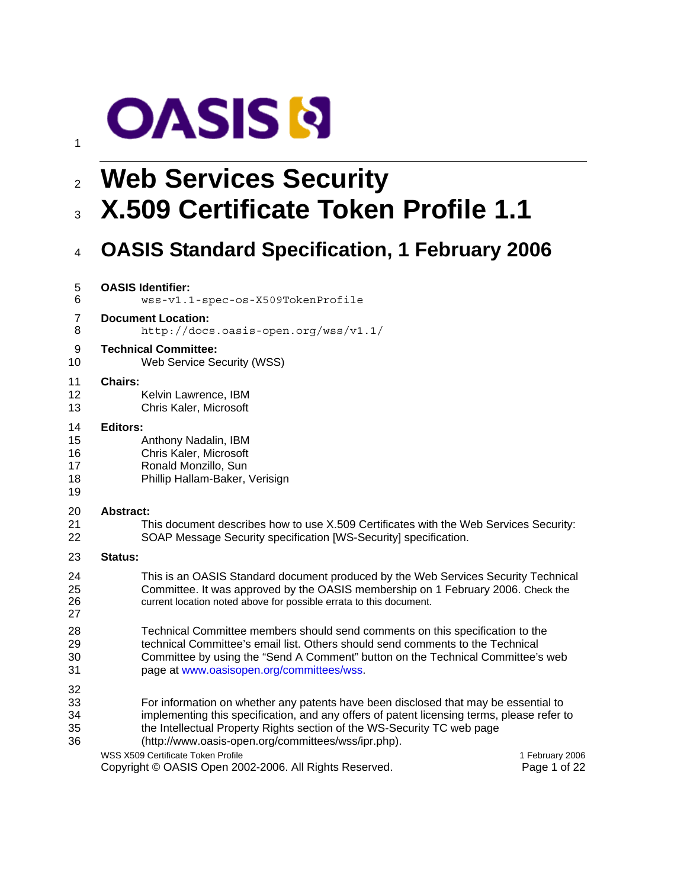# Web Services Security X.509 Certificate Token Profile 1.1

## OASIS Standard Specification, 1 February 2006

**OASIS Identifier:**

`wss-v1.1-spec-os-X509TokenProfile`

**Document Location:**

`http://docs.oasis-open.org/wss/v1.1/`

**Technical Committee:**

Web Service Security (WSS)

**Chairs:**

Kelvin Lawrence, IBM
Chris Kaler, Microsoft

**Editors:**

Anthony Nadalin, IBM
Chris Kaler, Microsoft
Ronald Monzillo, Sun
Phillip Hallam-Baker, Verisign

**Abstract:**

This document describes how to use X.509 Certificates with the Web Services Security: SOAP Message Security specification [WS-Security] specification.

**Status:**

This is an OASIS Standard document produced by the Web Services Security Technical Committee. It was approved by the OASIS membership on 1 February 2006. Check the current location noted above for possible errata to this document.

Technical Committee members should send comments on this specification to the technical Committee's email list. Others should send comments to the Technical Committee by using the "Send A Comment" button on the Technical Committee's web page at www.oasisopen.org/committees/wss.

For information on whether any patents have been disclosed that may be essential to implementing this specification, and any offers of patent licensing terms, please refer to the Intellectual Property Rights section of the WS-Security TC web page (http://www.oasis-open.org/committees/wss/ipr.php).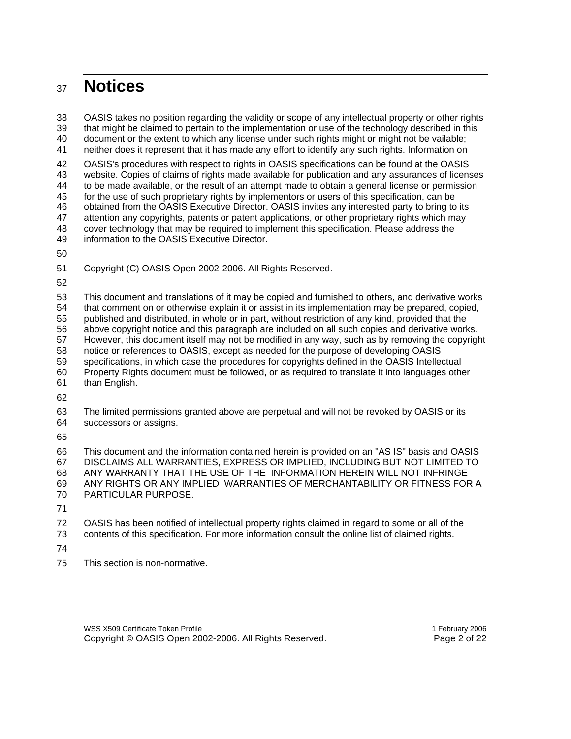# Notices

OASIS takes no position regarding the validity or scope of any intellectual property or other rights that might be claimed to pertain to the implementation or use of the technology described in this document or the extent to which any license under such rights might or might not be vailable; neither does it represent that it has made any effort to identify any such rights. Information on

OASIS's procedures with respect to rights in OASIS specifications can be found at the OASIS website. Copies of claims of rights made available for publication and any assurances of licenses to be made available, or the result of an attempt made to obtain a general license or permission for the use of such proprietary rights by implementors or users of this specification, can be obtained from the OASIS Executive Director. OASIS invites any interested party to bring to its attention any copyrights, patents or patent applications, or other proprietary rights which may cover technology that may be required to implement this specification. Please address the information to the OASIS Executive Director.

Copyright (C) OASIS Open 2002-2006. All Rights Reserved.

This document and translations of it may be copied and furnished to others, and derivative works that comment on or otherwise explain it or assist in its implementation may be prepared, copied, published and distributed, in whole or in part, without restriction of any kind, provided that the above copyright notice and this paragraph are included on all such copies and derivative works. However, this document itself may not be modified in any way, such as by removing the copyright notice or references to OASIS, except as needed for the purpose of developing OASIS specifications, in which case the procedures for copyrights defined in the OASIS Intellectual Property Rights document must be followed, or as required to translate it into languages other than English.

The limited permissions granted above are perpetual and will not be revoked by OASIS or its successors or assigns.

This document and the information contained herein is provided on an "AS IS" basis and OASIS DISCLAIMS ALL WARRANTIES, EXPRESS OR IMPLIED, INCLUDING BUT NOT LIMITED TO ANY WARRANTY THAT THE USE OF THE INFORMATION HEREIN WILL NOT INFRINGE ANY RIGHTS OR ANY IMPLIED WARRANTIES OF MERCHANTABILITY OR FITNESS FOR A PARTICULAR PURPOSE.

OASIS has been notified of intellectual property rights claimed in regard to some or all of the contents of this specification. For more information consult the online list of claimed rights.

This section is non-normative.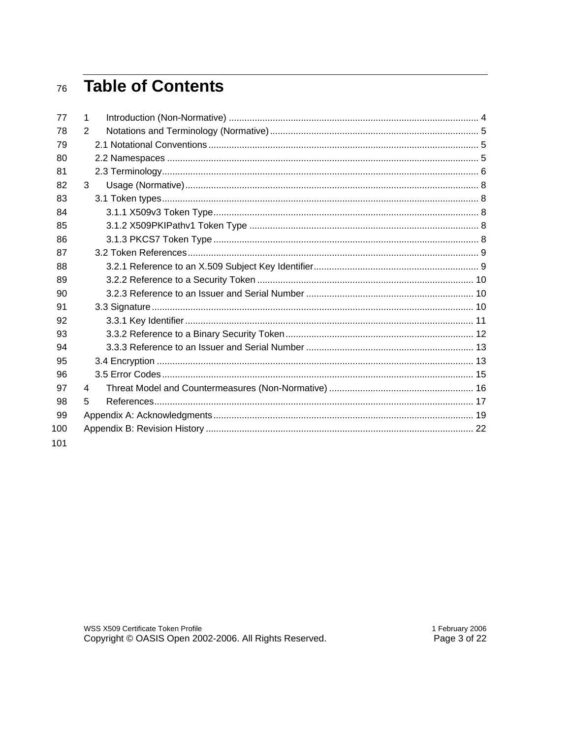# Table of Contents

1 Introduction (Non-Normative) ... 4
2 Notations and Terminology (Normative) ... 5
 2.1 Notational Conventions ... 5
 2.2 Namespaces ... 5
 2.3 Terminology ... 6
3 Usage (Normative) ... 8
 3.1 Token types ... 8
  3.1.1 X509v3 Token Type ... 8
  3.1.2 X509PKIPathv1 Token Type ... 8
  3.1.3 PKCS7 Token Type ... 8
 3.2 Token References ... 9
  3.2.1 Reference to an X.509 Subject Key Identifier ... 9
  3.2.2 Reference to a Security Token ... 10
  3.2.3 Reference to an Issuer and Serial Number ... 10
 3.3 Signature ... 10
  3.3.1 Key Identifier ... 11
  3.3.2 Reference to a Binary Security Token ... 12
  3.3.3 Reference to an Issuer and Serial Number ... 13
 3.4 Encryption ... 13
 3.5 Error Codes ... 15
4 Threat Model and Countermeasures (Non-Normative) ... 16
5 References ... 17
Appendix A: Acknowledgments ... 19
Appendix B: Revision History ... 22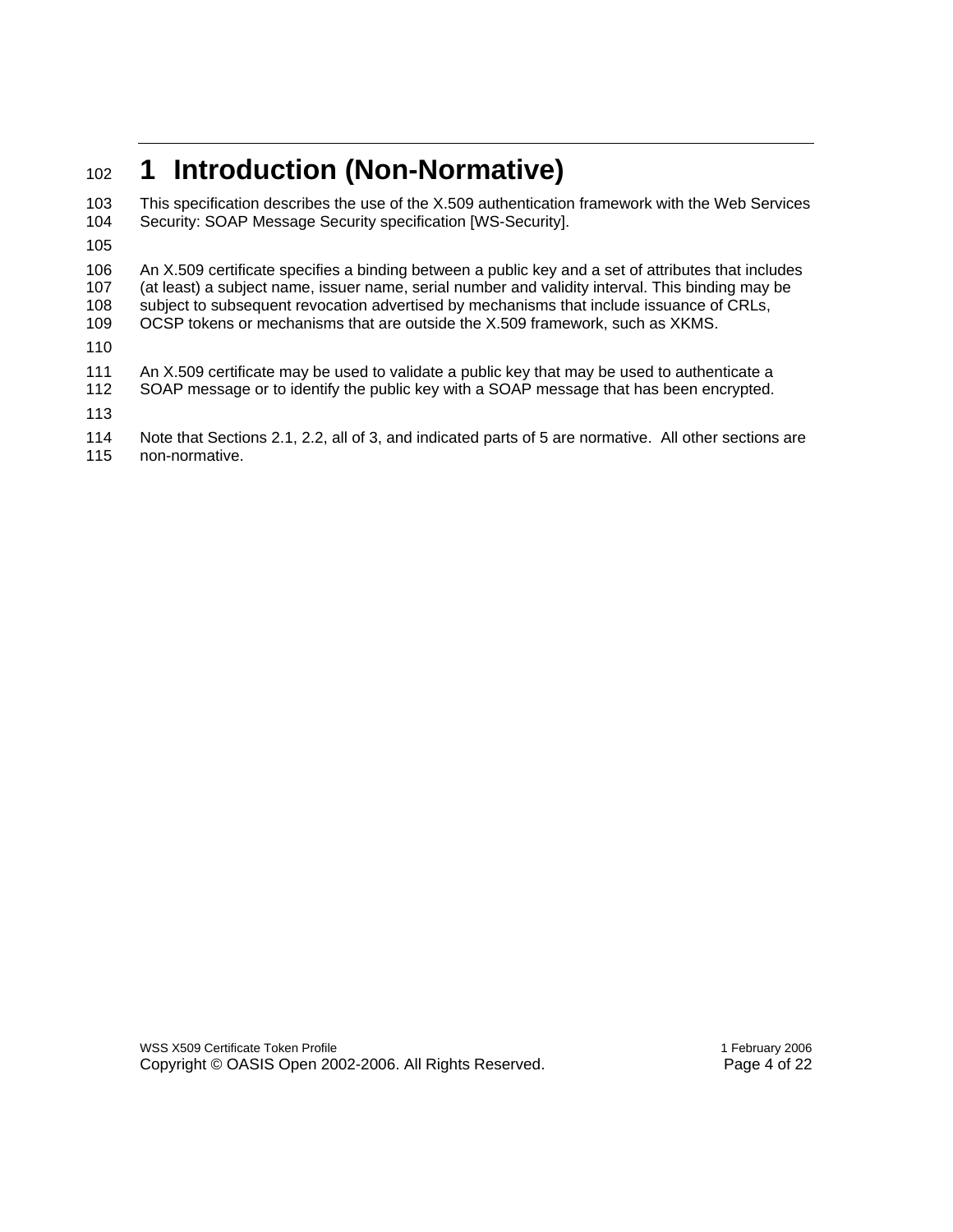# 1 Introduction (Non-Normative)

This specification describes the use of the X.509 authentication framework with the Web Services Security: SOAP Message Security specification [WS-Security].

An X.509 certificate specifies a binding between a public key and a set of attributes that includes (at least) a subject name, issuer name, serial number and validity interval. This binding may be subject to subsequent revocation advertised by mechanisms that include issuance of CRLs, OCSP tokens or mechanisms that are outside the X.509 framework, such as XKMS.

An X.509 certificate may be used to validate a public key that may be used to authenticate a SOAP message or to identify the public key with a SOAP message that has been encrypted.

Note that Sections 2.1, 2.2, all of 3, and indicated parts of 5 are normative. All other sections are non-normative.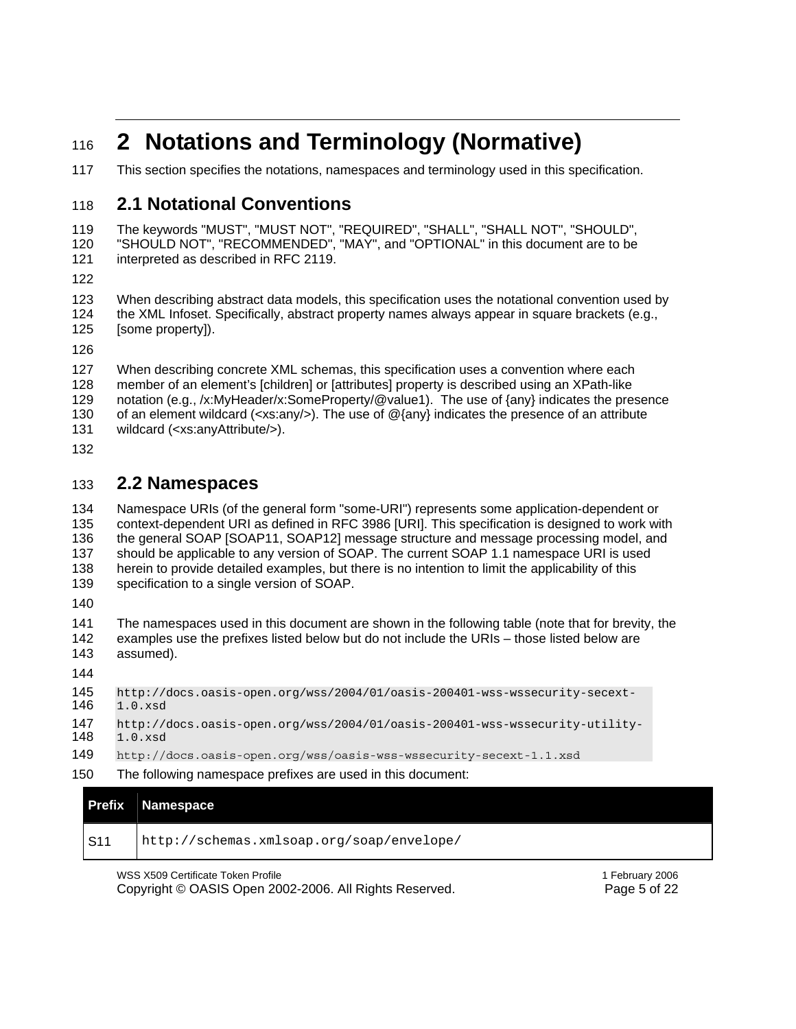# 2 Notations and Terminology (Normative)

This section specifies the notations, namespaces and terminology used in this specification.

## 2.1 Notational Conventions

The keywords "MUST", "MUST NOT", "REQUIRED", "SHALL", "SHALL NOT", "SHOULD", "SHOULD NOT", "RECOMMENDED", "MAY", and "OPTIONAL" in this document are to be interpreted as described in RFC 2119.

When describing abstract data models, this specification uses the notational convention used by the XML Infoset. Specifically, abstract property names always appear in square brackets (e.g., [some property]).

When describing concrete XML schemas, this specification uses a convention where each member of an element's [children] or [attributes] property is described using an XPath-like notation (e.g., /x:MyHeader/x:SomeProperty/@value1). The use of {any} indicates the presence of an element wildcard (<xs:any/>). The use of @{any} indicates the presence of an attribute wildcard (<xs:anyAttribute/>).

## 2.2 Namespaces

Namespace URIs (of the general form "some-URI") represents some application-dependent or context-dependent URI as defined in RFC 3986 [URI]. This specification is designed to work with the general SOAP [SOAP11, SOAP12] message structure and message processing model, and should be applicable to any version of SOAP. The current SOAP 1.1 namespace URI is used herein to provide detailed examples, but there is no intention to limit the applicability of this specification to a single version of SOAP.

The namespaces used in this document are shown in the following table (note that for brevity, the examples use the prefixes listed below but do not include the URIs – those listed below are assumed).

```
http://docs.oasis-open.org/wss/2004/01/oasis-200401-wss-wssecurity-secext-1.0.xsd
http://docs.oasis-open.org/wss/2004/01/oasis-200401-wss-wssecurity-utility-1.0.xsd
http://docs.oasis-open.org/wss/oasis-wss-wssecurity-secext-1.1.xsd
```

The following namespace prefixes are used in this document:

| Prefix | Namespace |
|---|---|
| S11 | `http://schemas.xmlsoap.org/soap/envelope/` |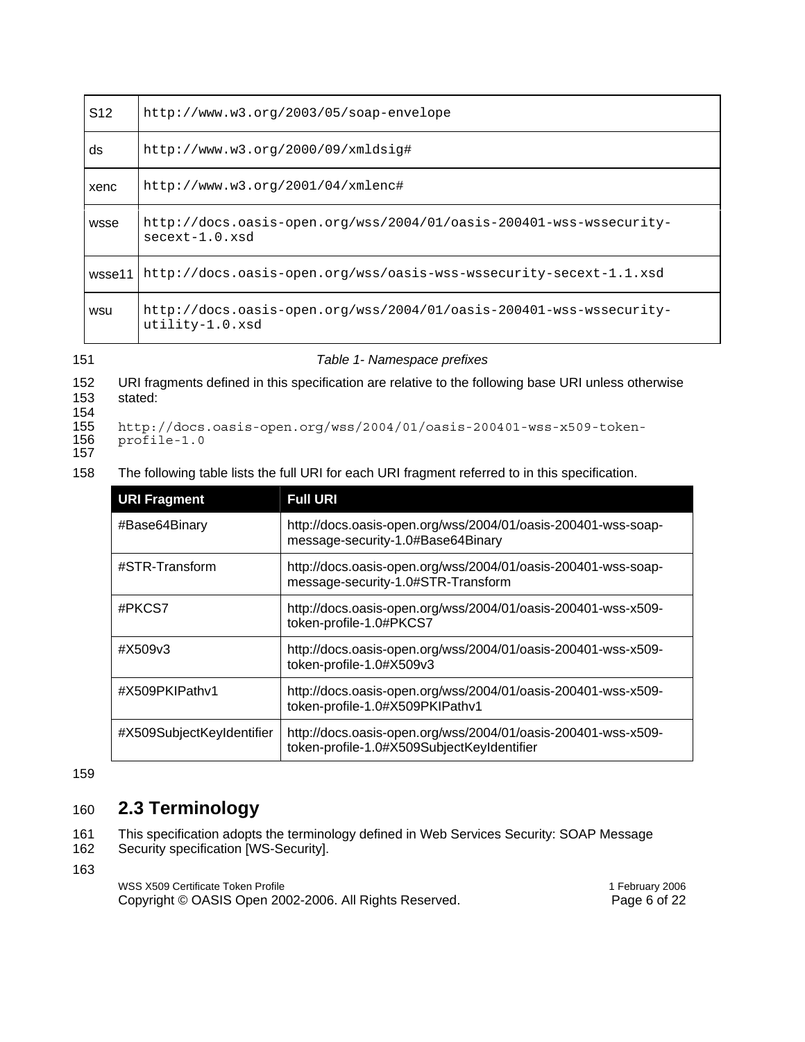| | |
|---|---|
| S12 | `http://www.w3.org/2003/05/soap-envelope` |
| ds | `http://www.w3.org/2000/09/xmldsig#` |
| xenc | `http://www.w3.org/2001/04/xmlenc#` |
| wsse | `http://docs.oasis-open.org/wss/2004/01/oasis-200401-wss-wssecurity-secext-1.0.xsd` |
| wsse11 | `http://docs.oasis-open.org/wss/oasis-wss-wssecurity-secext-1.1.xsd` |
| wsu | `http://docs.oasis-open.org/wss/2004/01/oasis-200401-wss-wssecurity-utility-1.0.xsd` |

*Table 1- Namespace prefixes*

URI fragments defined in this specification are relative to the following base URI unless otherwise stated:

```
http://docs.oasis-open.org/wss/2004/01/oasis-200401-wss-x509-token-profile-1.0
```

The following table lists the full URI for each URI fragment referred to in this specification.

| URI Fragment | Full URI |
|---|---|
| #Base64Binary | http://docs.oasis-open.org/wss/2004/01/oasis-200401-wss-soap-message-security-1.0#Base64Binary |
| #STR-Transform | http://docs.oasis-open.org/wss/2004/01/oasis-200401-wss-soap-message-security-1.0#STR-Transform |
| #PKCS7 | http://docs.oasis-open.org/wss/2004/01/oasis-200401-wss-x509-token-profile-1.0#PKCS7 |
| #X509v3 | http://docs.oasis-open.org/wss/2004/01/oasis-200401-wss-x509-token-profile-1.0#X509v3 |
| #X509PKIPathv1 | http://docs.oasis-open.org/wss/2004/01/oasis-200401-wss-x509-token-profile-1.0#X509PKIPathv1 |
| #X509SubjectKeyIdentifier | http://docs.oasis-open.org/wss/2004/01/oasis-200401-wss-x509-token-profile-1.0#X509SubjectKeyIdentifier |

## 2.3 Terminology

This specification adopts the terminology defined in Web Services Security: SOAP Message Security specification [WS-Security].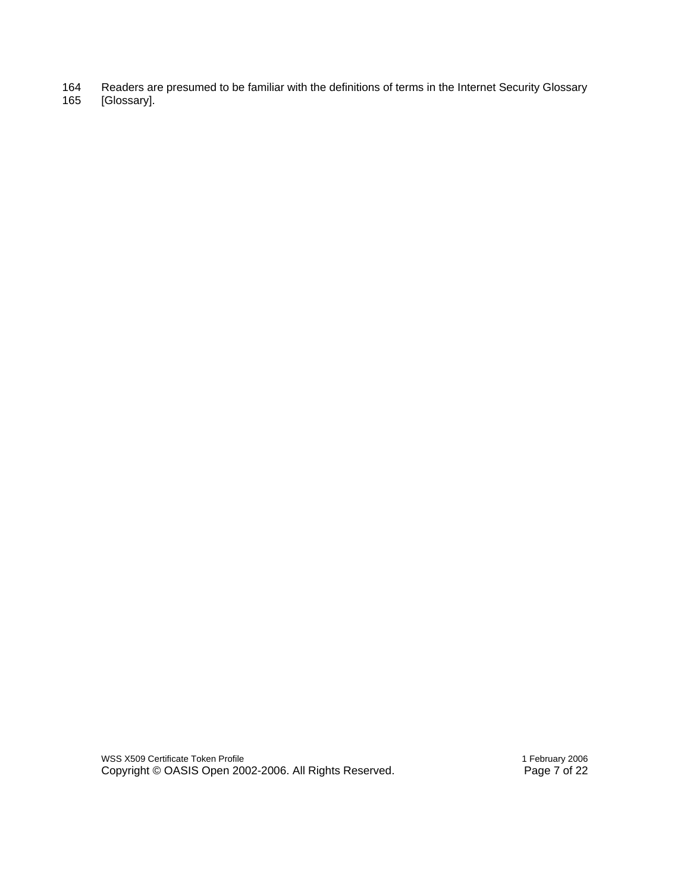Readers are presumed to be familiar with the definitions of terms in the Internet Security Glossary [Glossary].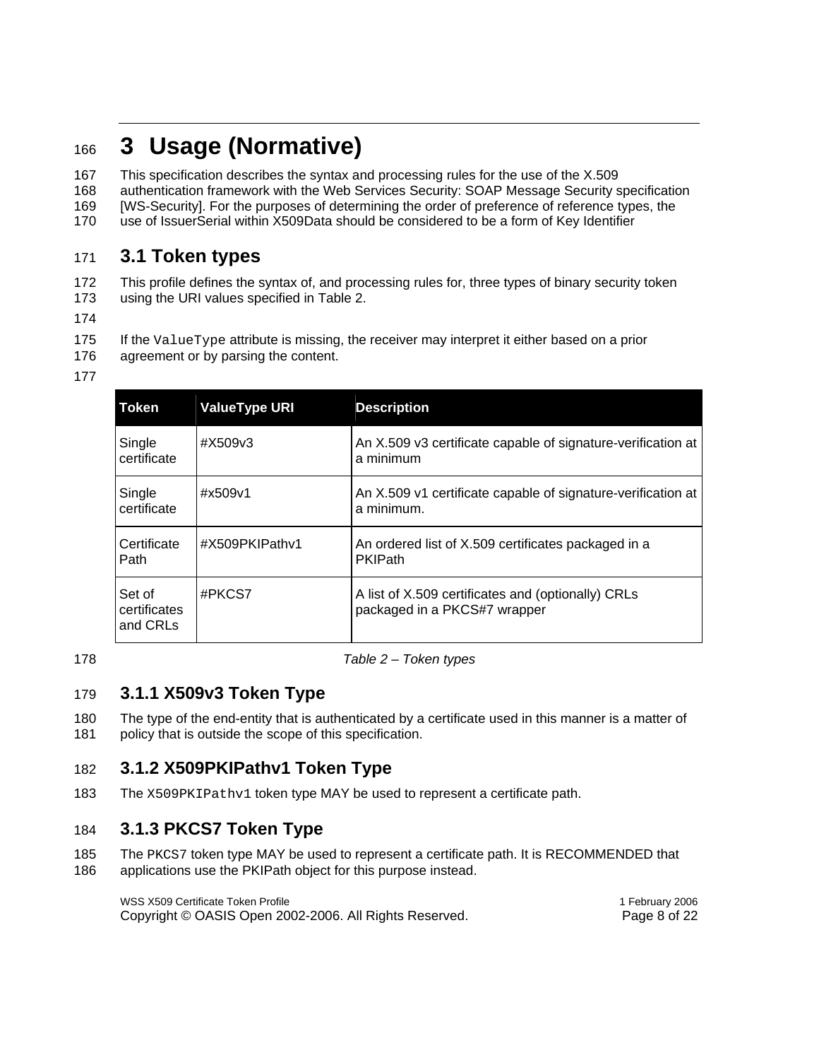# 3 Usage (Normative)

This specification describes the syntax and processing rules for the use of the X.509 authentication framework with the Web Services Security: SOAP Message Security specification [WS-Security]. For the purposes of determining the order of preference of reference types, the use of IssuerSerial within X509Data should be considered to be a form of Key Identifier

## 3.1 Token types

This profile defines the syntax of, and processing rules for, three types of binary security token using the URI values specified in Table 2.

If the `ValueType` attribute is missing, the receiver may interpret it either based on a prior agreement or by parsing the content.

| Token | ValueType URI | Description |
|---|---|---|
| Single certificate | #X509v3 | An X.509 v3 certificate capable of signature-verification at a minimum |
| Single certificate | #x509v1 | An X.509 v1 certificate capable of signature-verification at a minimum. |
| Certificate Path | #X509PKIPathv1 | An ordered list of X.509 certificates packaged in a PKIPath |
| Set of certificates and CRLs | #PKCS7 | A list of X.509 certificates and (optionally) CRLs packaged in a PKCS#7 wrapper |

*Table 2 – Token types*

### 3.1.1 X509v3 Token Type

The type of the end-entity that is authenticated by a certificate used in this manner is a matter of policy that is outside the scope of this specification.

### 3.1.2 X509PKIPathv1 Token Type

The `X509PKIPathv1` token type MAY be used to represent a certificate path.

### 3.1.3 PKCS7 Token Type

The `PKCS7` token type MAY be used to represent a certificate path. It is RECOMMENDED that applications use the PKIPath object for this purpose instead.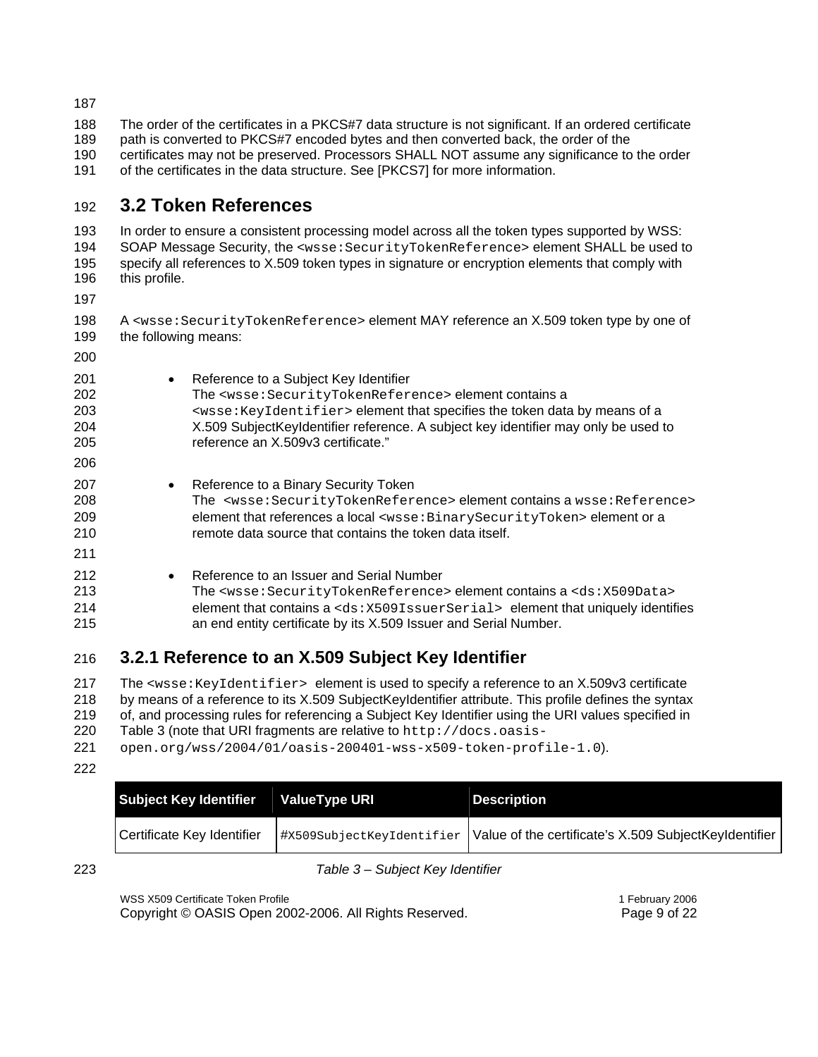The order of the certificates in a PKCS#7 data structure is not significant. If an ordered certificate path is converted to PKCS#7 encoded bytes and then converted back, the order of the certificates may not be preserved. Processors SHALL NOT assume any significance to the order of the certificates in the data structure. See [PKCS7] for more information.

## 3.2 Token References

In order to ensure a consistent processing model across all the token types supported by WSS: SOAP Message Security, the `<wsse:SecurityTokenReference>` element SHALL be used to specify all references to X.509 token types in signature or encryption elements that comply with this profile.

A `<wsse:SecurityTokenReference>` element MAY reference an X.509 token type by one of the following means:

- Reference to a Subject Key Identifier
  The `<wsse:SecurityTokenReference>` element contains a `<wsse:KeyIdentifier>` element that specifies the token data by means of a X.509 SubjectKeyIdentifier reference. A subject key identifier may only be used to reference an X.509v3 certificate."

- Reference to a Binary Security Token
  The `<wsse:SecurityTokenReference>` element contains a `wsse:Reference>` element that references a local `<wsse:BinarySecurityToken>` element or a remote data source that contains the token data itself.

- Reference to an Issuer and Serial Number
  The `<wsse:SecurityTokenReference>` element contains a `<ds:X509Data>` element that contains a `<ds:X509IssuerSerial>` element that uniquely identifies an end entity certificate by its X.509 Issuer and Serial Number.

### 3.2.1 Reference to an X.509 Subject Key Identifier

The `<wsse:KeyIdentifier>` element is used to specify a reference to an X.509v3 certificate by means of a reference to its X.509 SubjectKeyIdentifier attribute. This profile defines the syntax of, and processing rules for referencing a Subject Key Identifier using the URI values specified in Table 3 (note that URI fragments are relative to `http://docs.oasis-open.org/wss/2004/01/oasis-200401-wss-x509-token-profile-1.0`).

| Subject Key Identifier | ValueType URI | Description |
| --- | --- | --- |
| Certificate Key Identifier | `#X509SubjectKeyIdentifier` | Value of the certificate's X.509 SubjectKeyIdentifier |

*Table 3 – Subject Key Identifier*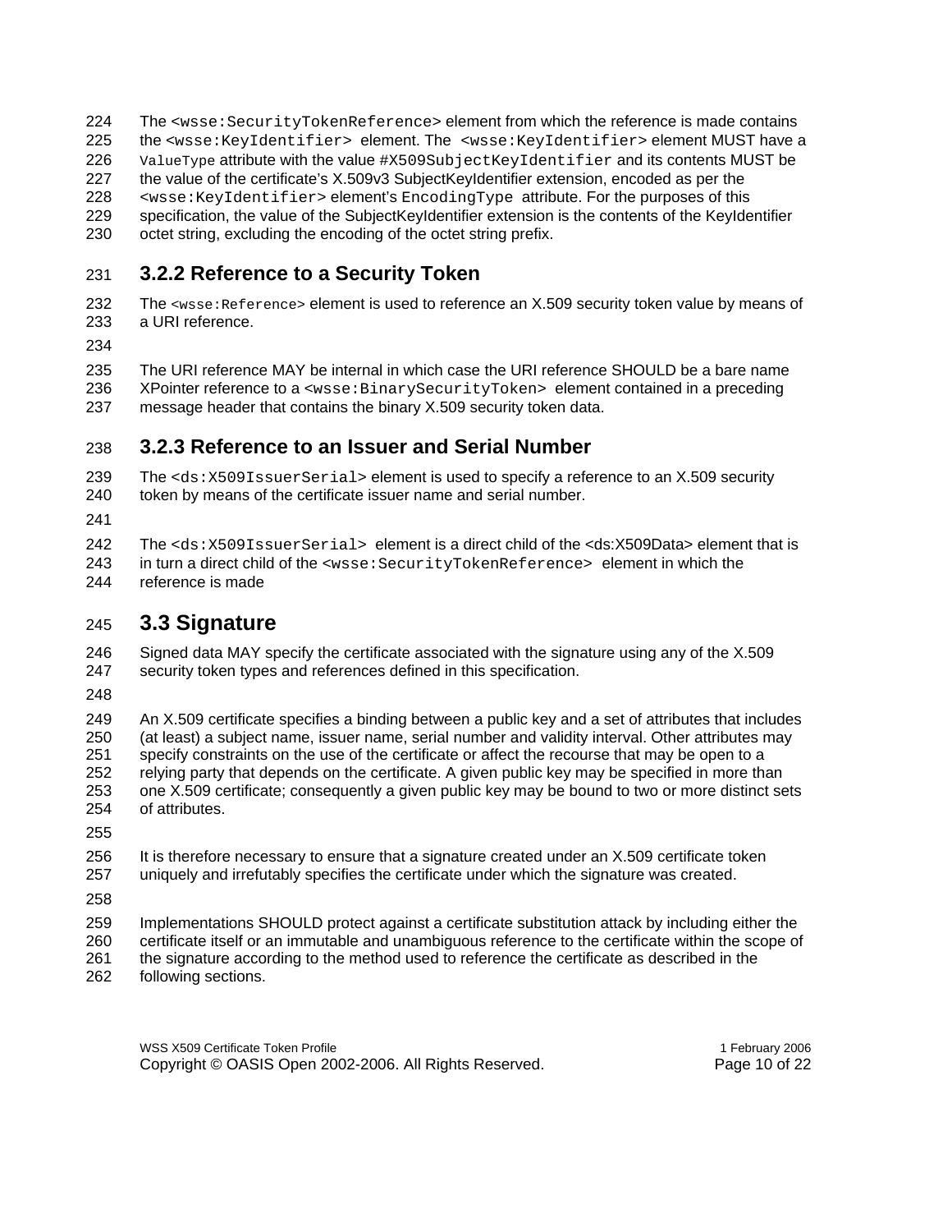The `<wsse:SecurityTokenReference>` element from which the reference is made contains the `<wsse:KeyIdentifier>` element. The `<wsse:KeyIdentifier>` element MUST have a `ValueType` attribute with the value `#X509SubjectKeyIdentifier` and its contents MUST be the value of the certificate's X.509v3 SubjectKeyIdentifier extension, encoded as per the `<wsse:KeyIdentifier>` element's `EncodingType` attribute. For the purposes of this specification, the value of the SubjectKeyIdentifier extension is the contents of the KeyIdentifier octet string, excluding the encoding of the octet string prefix.

### 3.2.2 Reference to a Security Token

The `<wsse:Reference>` element is used to reference an X.509 security token value by means of a URI reference.

The URI reference MAY be internal in which case the URI reference SHOULD be a bare name XPointer reference to a `<wsse:BinarySecurityToken>` element contained in a preceding message header that contains the binary X.509 security token data.

### 3.2.3 Reference to an Issuer and Serial Number

The `<ds:X509IssuerSerial>` element is used to specify a reference to an X.509 security token by means of the certificate issuer name and serial number.

The `<ds:X509IssuerSerial>` element is a direct child of the <ds:X509Data> element that is in turn a direct child of the `<wsse:SecurityTokenReference>` element in which the reference is made

## 3.3 Signature

Signed data MAY specify the certificate associated with the signature using any of the X.509 security token types and references defined in this specification.

An X.509 certificate specifies a binding between a public key and a set of attributes that includes (at least) a subject name, issuer name, serial number and validity interval. Other attributes may specify constraints on the use of the certificate or affect the recourse that may be open to a relying party that depends on the certificate. A given public key may be specified in more than one X.509 certificate; consequently a given public key may be bound to two or more distinct sets of attributes.

It is therefore necessary to ensure that a signature created under an X.509 certificate token uniquely and irrefutably specifies the certificate under which the signature was created.

Implementations SHOULD protect against a certificate substitution attack by including either the certificate itself or an immutable and unambiguous reference to the certificate within the scope of the signature according to the method used to reference the certificate as described in the following sections.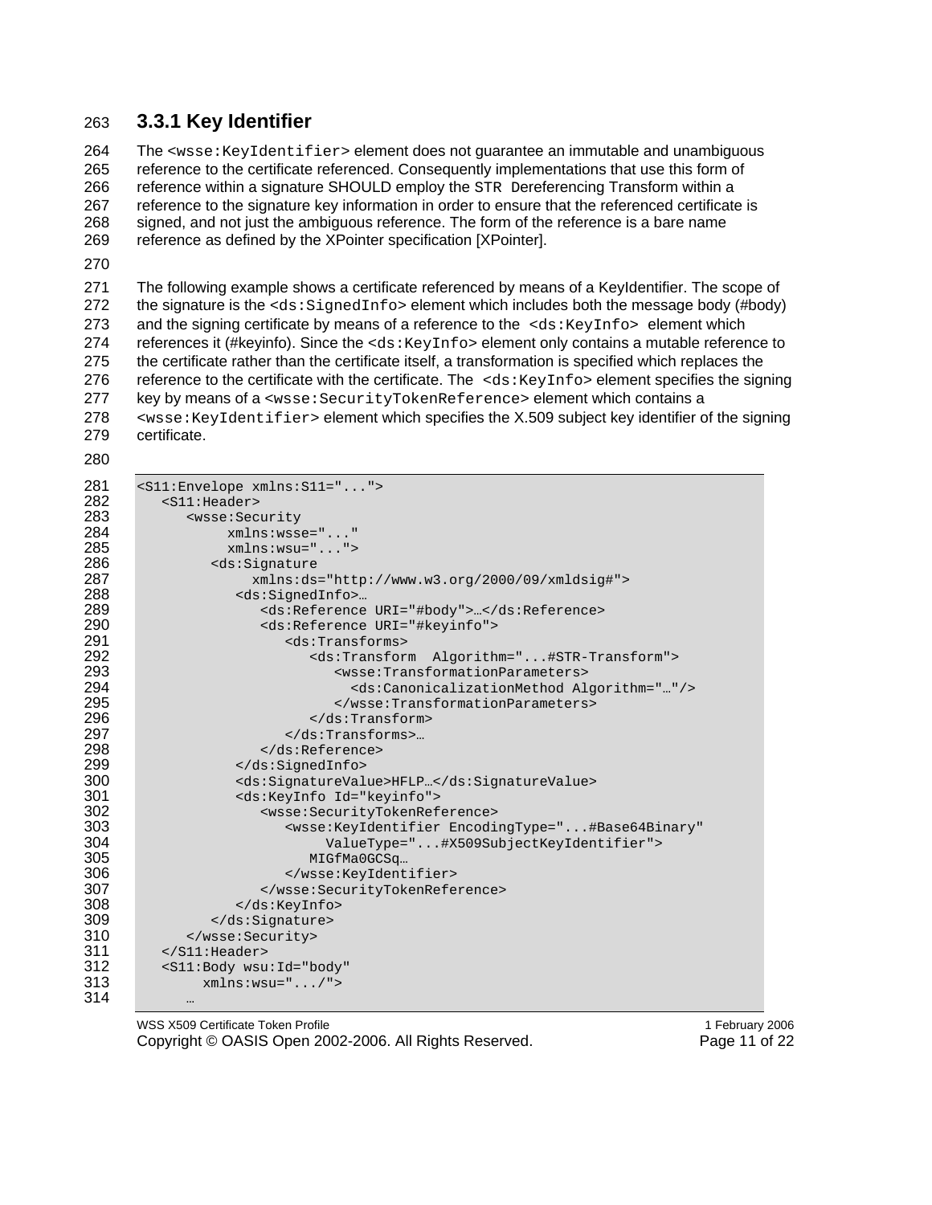### 3.3.1 Key Identifier

The `<wsse:KeyIdentifier>` element does not guarantee an immutable and unambiguous reference to the certificate referenced. Consequently implementations that use this form of reference within a signature SHOULD employ the STR Dereferencing Transform within a reference to the signature key information in order to ensure that the referenced certificate is signed, and not just the ambiguous reference. The form of the reference is a bare name reference as defined by the XPointer specification [XPointer].

The following example shows a certificate referenced by means of a KeyIdentifier. The scope of the signature is the `<ds:SignedInfo>` element which includes both the message body (#body) and the signing certificate by means of a reference to the `<ds:KeyInfo>` element which references it (#keyinfo). Since the `<ds:KeyInfo>` element only contains a mutable reference to the certificate rather than the certificate itself, a transformation is specified which replaces the reference to the certificate with the certificate. The `<ds:KeyInfo>` element specifies the signing key by means of a `<wsse:SecurityTokenReference>` element which contains a `<wsse:KeyIdentifier>` element which specifies the X.509 subject key identifier of the signing certificate.

```
<S11:Envelope xmlns:S11="...">
   <S11:Header>
      <wsse:Security
           xmlns:wsse="..."
           xmlns:wsu="...">
         <ds:Signature
              xmlns:ds="http://www.w3.org/2000/09/xmldsig#">
            <ds:SignedInfo>…
               <ds:Reference URI="#body">…</ds:Reference>
               <ds:Reference URI="#keyinfo">
                  <ds:Transforms>
                     <ds:Transform  Algorithm="...#STR-Transform">
                        <wsse:TransformationParameters>
                          <ds:CanonicalizationMethod Algorithm="…"/>
                        </wsse:TransformationParameters>
                     </ds:Transform>
                  </ds:Transforms>…
               </ds:Reference>
            </ds:SignedInfo>
            <ds:SignatureValue>HFLP…</ds:SignatureValue>
            <ds:KeyInfo Id="keyinfo">
               <wsse:SecurityTokenReference>
                  <wsse:KeyIdentifier EncodingType="...#Base64Binary"
                       ValueType="...#X509SubjectKeyIdentifier">
                     MIGfMa0GCSq…
                  </wsse:KeyIdentifier>
               </wsse:SecurityTokenReference>
            </ds:KeyInfo>
         </ds:Signature>
      </wsse:Security>
   </S11:Header>
   <S11:Body wsu:Id="body"
        xmlns:wsu=".../">
      …
```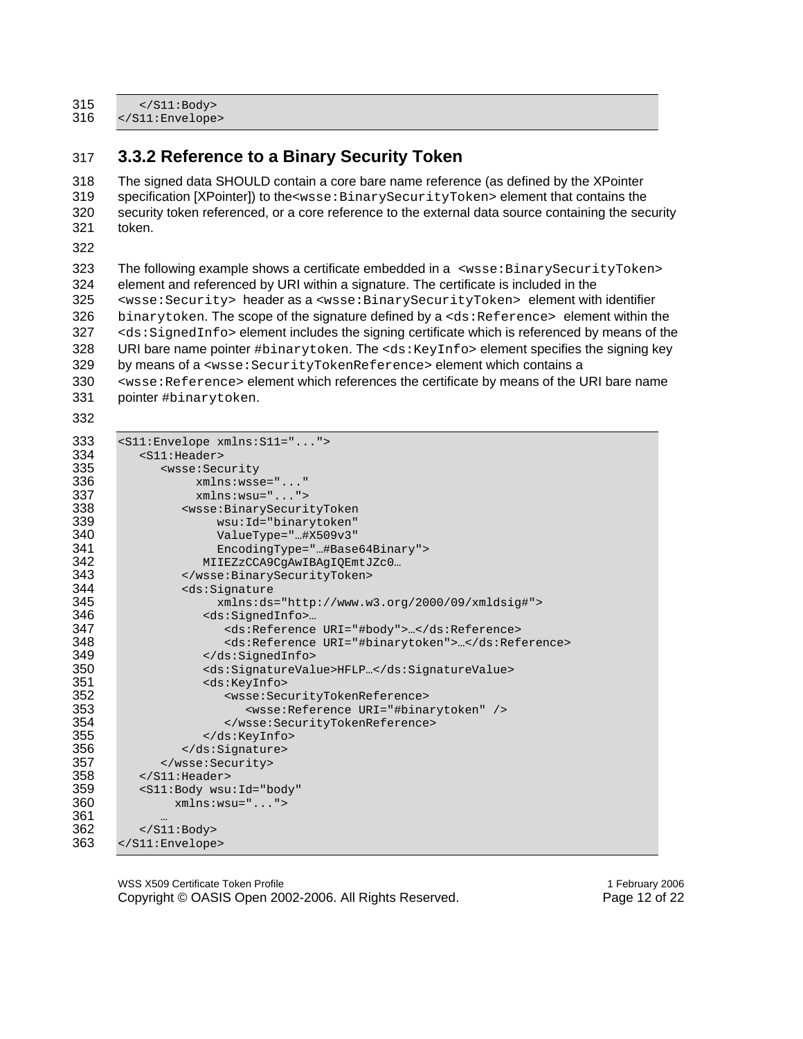```
   </S11:Body>
</S11:Envelope>
```

### 3.3.2 Reference to a Binary Security Token

The signed data SHOULD contain a core bare name reference (as defined by the XPointer specification [XPointer]) to the`<wsse:BinarySecurityToken>` element that contains the security token referenced, or a core reference to the external data source containing the security token.

The following example shows a certificate embedded in a `<wsse:BinarySecurityToken>` element and referenced by URI within a signature. The certificate is included in the `<wsse:Security>` header as a `<wsse:BinarySecurityToken>` element with identifier `binarytoken`. The scope of the signature defined by a `<ds:Reference>` element within the `<ds:SignedInfo>` element includes the signing certificate which is referenced by means of the URI bare name pointer `#binarytoken`. The `<ds:KeyInfo>` element specifies the signing key by means of a `<wsse:SecurityTokenReference>` element which contains a `<wsse:Reference>` element which references the certificate by means of the URI bare name pointer `#binarytoken`.

```
<S11:Envelope xmlns:S11="...">
   <S11:Header>
      <wsse:Security
           xmlns:wsse="..."
           xmlns:wsu="...">
         <wsse:BinarySecurityToken
              wsu:Id="binarytoken"
              ValueType="…#X509v3"
              EncodingType="…#Base64Binary">
            MIIEZzCCA9CgAwIBAgIQEmtJZc0…
         </wsse:BinarySecurityToken>
         <ds:Signature
              xmlns:ds="http://www.w3.org/2000/09/xmldsig#">
            <ds:SignedInfo>…
               <ds:Reference URI="#body">…</ds:Reference>
               <ds:Reference URI="#binarytoken">…</ds:Reference>
            </ds:SignedInfo>
            <ds:SignatureValue>HFLP…</ds:SignatureValue>
            <ds:KeyInfo>
               <wsse:SecurityTokenReference>
                  <wsse:Reference URI="#binarytoken" />
               </wsse:SecurityTokenReference>
            </ds:KeyInfo>
         </ds:Signature>
      </wsse:Security>
   </S11:Header>
   <S11:Body wsu:Id="body"
        xmlns:wsu="...">
      …
   </S11:Body>
</S11:Envelope>
```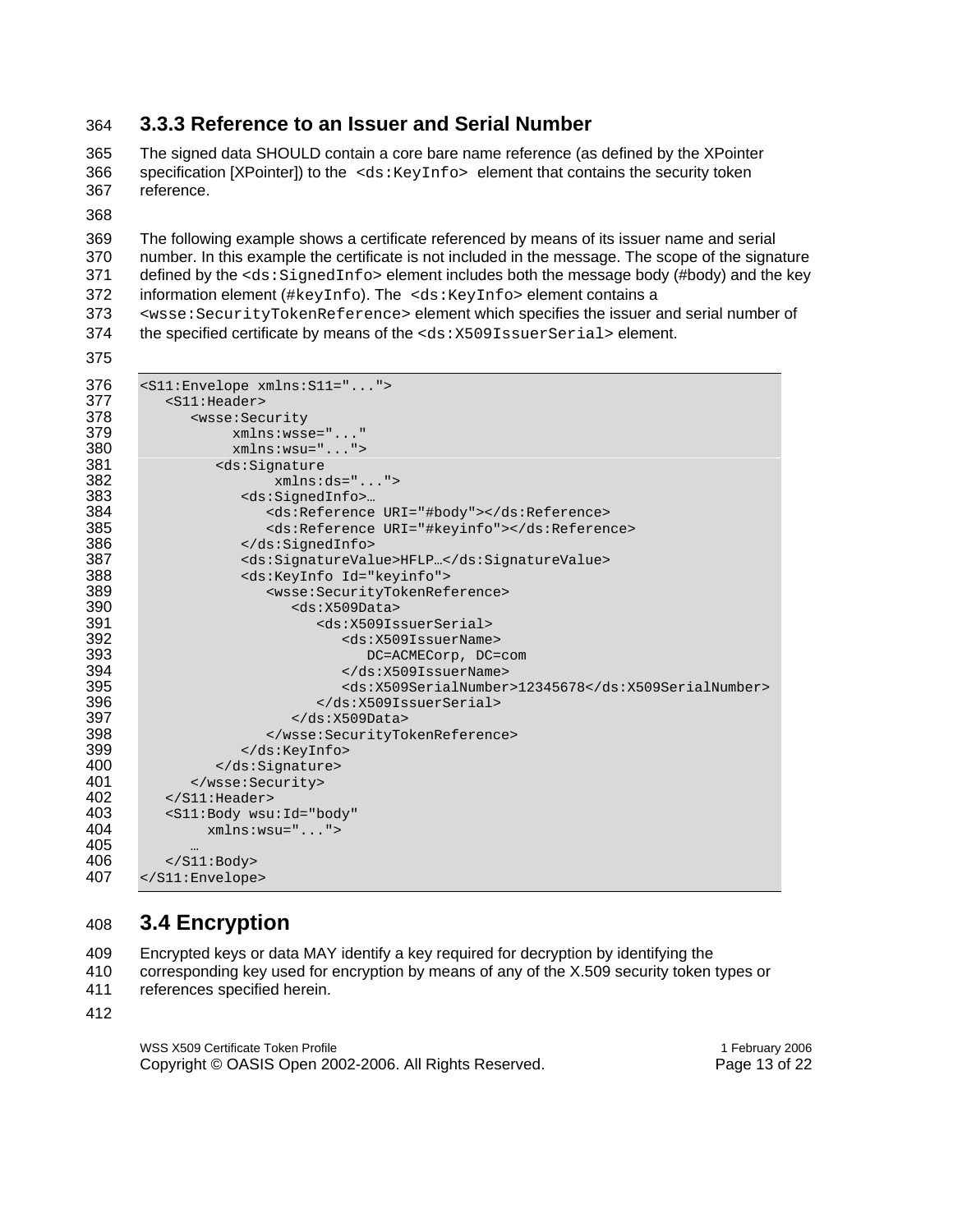### 3.3.3 Reference to an Issuer and Serial Number

The signed data SHOULD contain a core bare name reference (as defined by the XPointer specification [XPointer]) to the `<ds:KeyInfo>` element that contains the security token reference.

The following example shows a certificate referenced by means of its issuer name and serial number. In this example the certificate is not included in the message. The scope of the signature defined by the `<ds:SignedInfo>` element includes both the message body (#body) and the key information element (`#keyInfo`). The `<ds:KeyInfo>` element contains a `<wsse:SecurityTokenReference>` element which specifies the issuer and serial number of the specified certificate by means of the `<ds:X509IssuerSerial>` element.

```
<S11:Envelope xmlns:S11="...">
   <S11:Header>
      <wsse:Security
           xmlns:wsse="..."
           xmlns:wsu="...">
         <ds:Signature
                 xmlns:ds="...">
            <ds:SignedInfo>…
               <ds:Reference URI="#body"></ds:Reference>
               <ds:Reference URI="#keyinfo"></ds:Reference>
            </ds:SignedInfo>
            <ds:SignatureValue>HFLP…</ds:SignatureValue>
            <ds:KeyInfo Id="keyinfo">
               <wsse:SecurityTokenReference>
                  <ds:X509Data>
                     <ds:X509IssuerSerial>
                        <ds:X509IssuerName>
                           DC=ACMECorp, DC=com
                        </ds:X509IssuerName>
                        <ds:X509SerialNumber>12345678</ds:X509SerialNumber>
                     </ds:X509IssuerSerial>
                  </ds:X509Data>
               </wsse:SecurityTokenReference>
            </ds:KeyInfo>
         </ds:Signature>
      </wsse:Security>
   </S11:Header>
   <S11:Body wsu:Id="body"
        xmlns:wsu="...">
      …
   </S11:Body>
</S11:Envelope>
```

## 3.4 Encryption

Encrypted keys or data MAY identify a key required for decryption by identifying the corresponding key used for encryption by means of any of the X.509 security token types or references specified herein.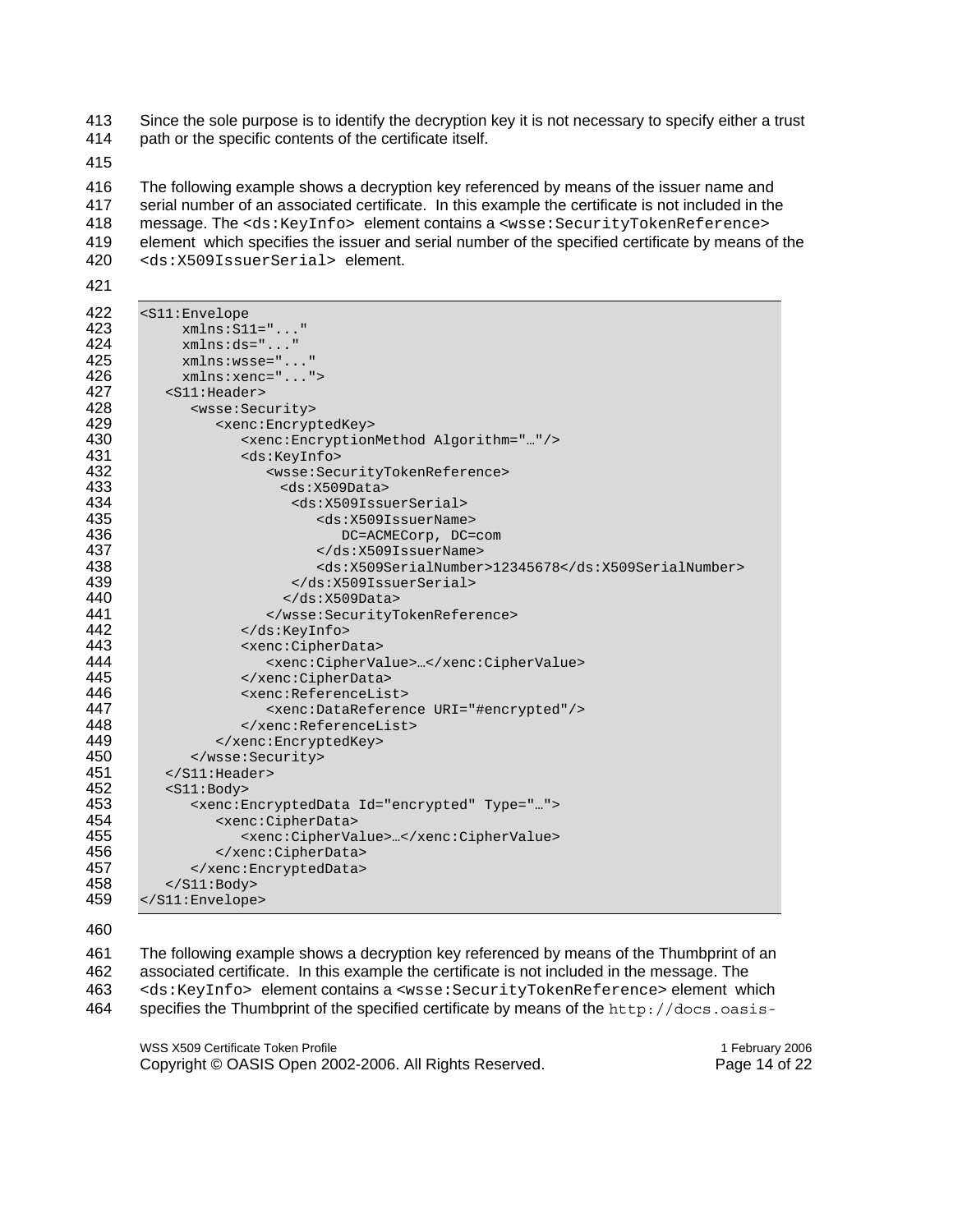Since the sole purpose is to identify the decryption key it is not necessary to specify either a trust path or the specific contents of the certificate itself.

The following example shows a decryption key referenced by means of the issuer name and serial number of an associated certificate. In this example the certificate is not included in the message. The `<ds:KeyInfo>` element contains a `<wsse:SecurityTokenReference>` element which specifies the issuer and serial number of the specified certificate by means of the `<ds:X509IssuerSerial>` element.

```
<S11:Envelope
     xmlns:S11="..."
     xmlns:ds="..."
     xmlns:wsse="..."
     xmlns:xenc="...">
   <S11:Header>
      <wsse:Security>
         <xenc:EncryptedKey>
            <xenc:EncryptionMethod Algorithm="…"/>
            <ds:KeyInfo>
               <wsse:SecurityTokenReference>
                 <ds:X509Data>
                   <ds:X509IssuerSerial>
                      <ds:X509IssuerName>
                         DC=ACMECorp, DC=com
                      </ds:X509IssuerName>
                      <ds:X509SerialNumber>12345678</ds:X509SerialNumber>
                 </ds:X509IssuerSerial>
                 </ds:X509Data>
               </wsse:SecurityTokenReference>
            </ds:KeyInfo>
            <xenc:CipherData>
               <xenc:CipherValue>…</xenc:CipherValue>
            </xenc:CipherData>
            <xenc:ReferenceList>
               <xenc:DataReference URI="#encrypted"/>
            </xenc:ReferenceList>
         </xenc:EncryptedKey>
      </wsse:Security>
   </S11:Header>
   <S11:Body>
      <xenc:EncryptedData Id="encrypted" Type="…">
         <xenc:CipherData>
            <xenc:CipherValue>…</xenc:CipherValue>
         </xenc:CipherData>
      </xenc:EncryptedData>
   </S11:Body>
</S11:Envelope>
```

The following example shows a decryption key referenced by means of the Thumbprint of an associated certificate. In this example the certificate is not included in the message. The `<ds:KeyInfo>` element contains a `<wsse:SecurityTokenReference>` element which specifies the Thumbprint of the specified certificate by means of the `http://docs.oasis-`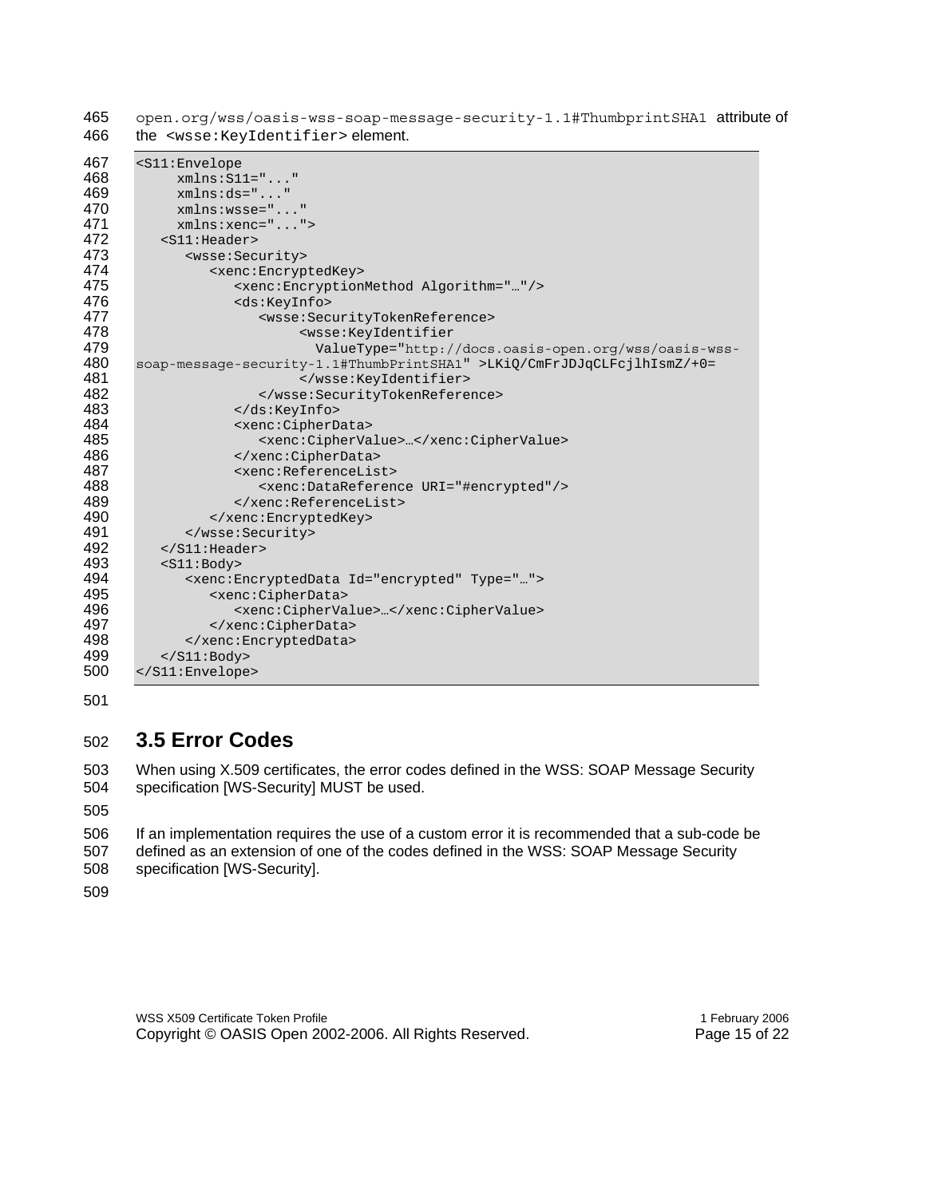open.org/wss/oasis-wss-soap-message-security-1.1#ThumbprintSHA1 attribute of the `<wsse:KeyIdentifier>` element.

```
<S11:Envelope
     xmlns:S11="..."
     xmlns:ds="..."
     xmlns:wsse="..."
     xmlns:xenc="...">
   <S11:Header>
      <wsse:Security>
         <xenc:EncryptedKey>
            <xenc:EncryptionMethod Algorithm="…"/>
            <ds:KeyInfo>
               <wsse:SecurityTokenReference>
                    <wsse:KeyIdentifier
                      ValueType="http://docs.oasis-open.org/wss/oasis-wss-
soap-message-security-1.1#ThumbPrintSHA1" >LKiQ/CmFrJDJqCLFcjlhIsmZ/+0=
                    </wsse:KeyIdentifier>
               </wsse:SecurityTokenReference>
            </ds:KeyInfo>
            <xenc:CipherData>
               <xenc:CipherValue>…</xenc:CipherValue>
            </xenc:CipherData>
            <xenc:ReferenceList>
               <xenc:DataReference URI="#encrypted"/>
            </xenc:ReferenceList>
         </xenc:EncryptedKey>
      </wsse:Security>
   </S11:Header>
   <S11:Body>
      <xenc:EncryptedData Id="encrypted" Type="…">
         <xenc:CipherData>
            <xenc:CipherValue>…</xenc:CipherValue>
         </xenc:CipherData>
      </xenc:EncryptedData>
   </S11:Body>
</S11:Envelope>
```

## 3.5 Error Codes

When using X.509 certificates, the error codes defined in the WSS: SOAP Message Security specification [WS-Security] MUST be used.

If an implementation requires the use of a custom error it is recommended that a sub-code be defined as an extension of one of the codes defined in the WSS: SOAP Message Security specification [WS-Security].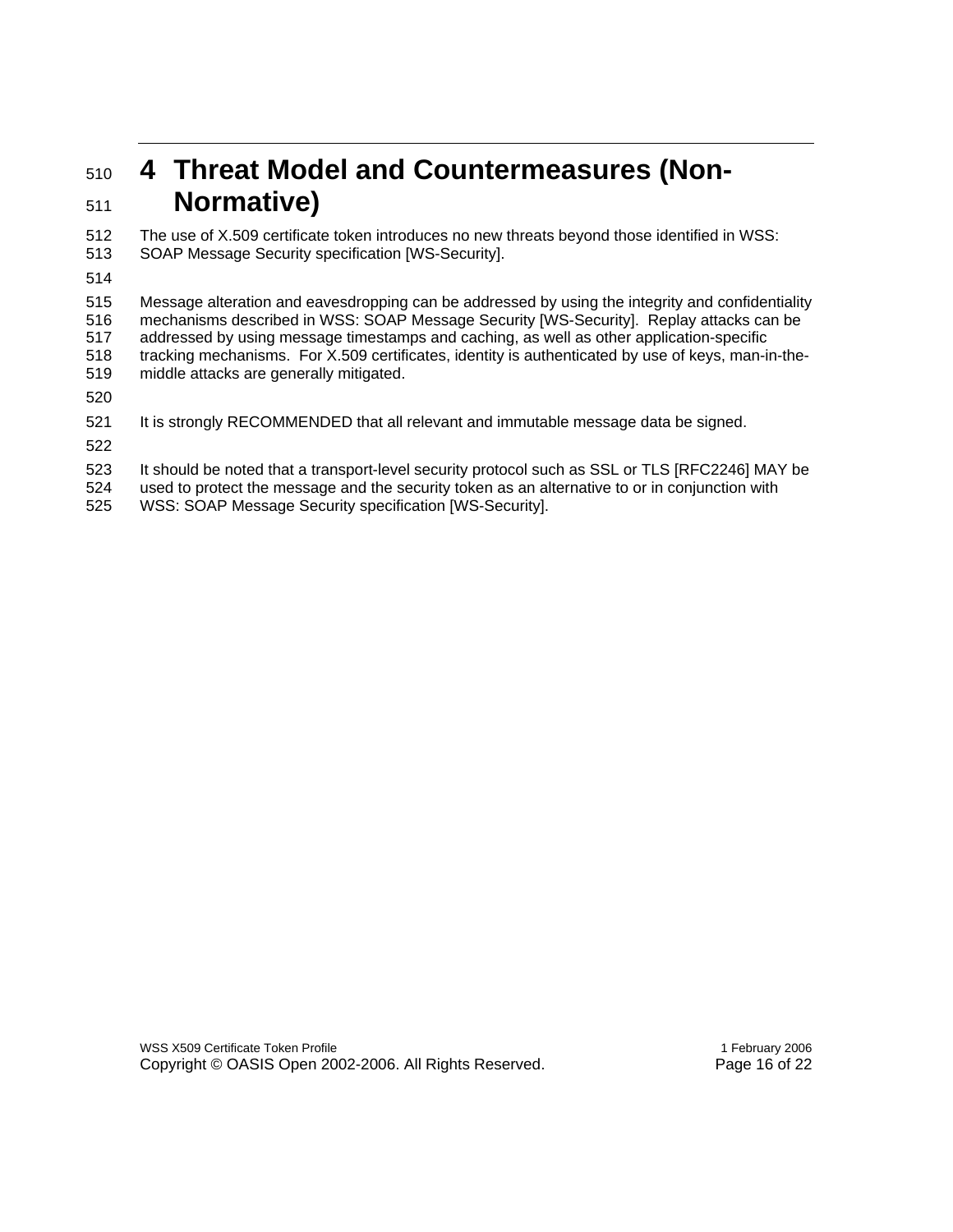# 4 Threat Model and Countermeasures (Non-Normative)

The use of X.509 certificate token introduces no new threats beyond those identified in WSS: SOAP Message Security specification [WS-Security].

Message alteration and eavesdropping can be addressed by using the integrity and confidentiality mechanisms described in WSS: SOAP Message Security [WS-Security]. Replay attacks can be addressed by using message timestamps and caching, as well as other application-specific tracking mechanisms. For X.509 certificates, identity is authenticated by use of keys, man-in-the-middle attacks are generally mitigated.

It is strongly RECOMMENDED that all relevant and immutable message data be signed.

It should be noted that a transport-level security protocol such as SSL or TLS [RFC2246] MAY be used to protect the message and the security token as an alternative to or in conjunction with WSS: SOAP Message Security specification [WS-Security].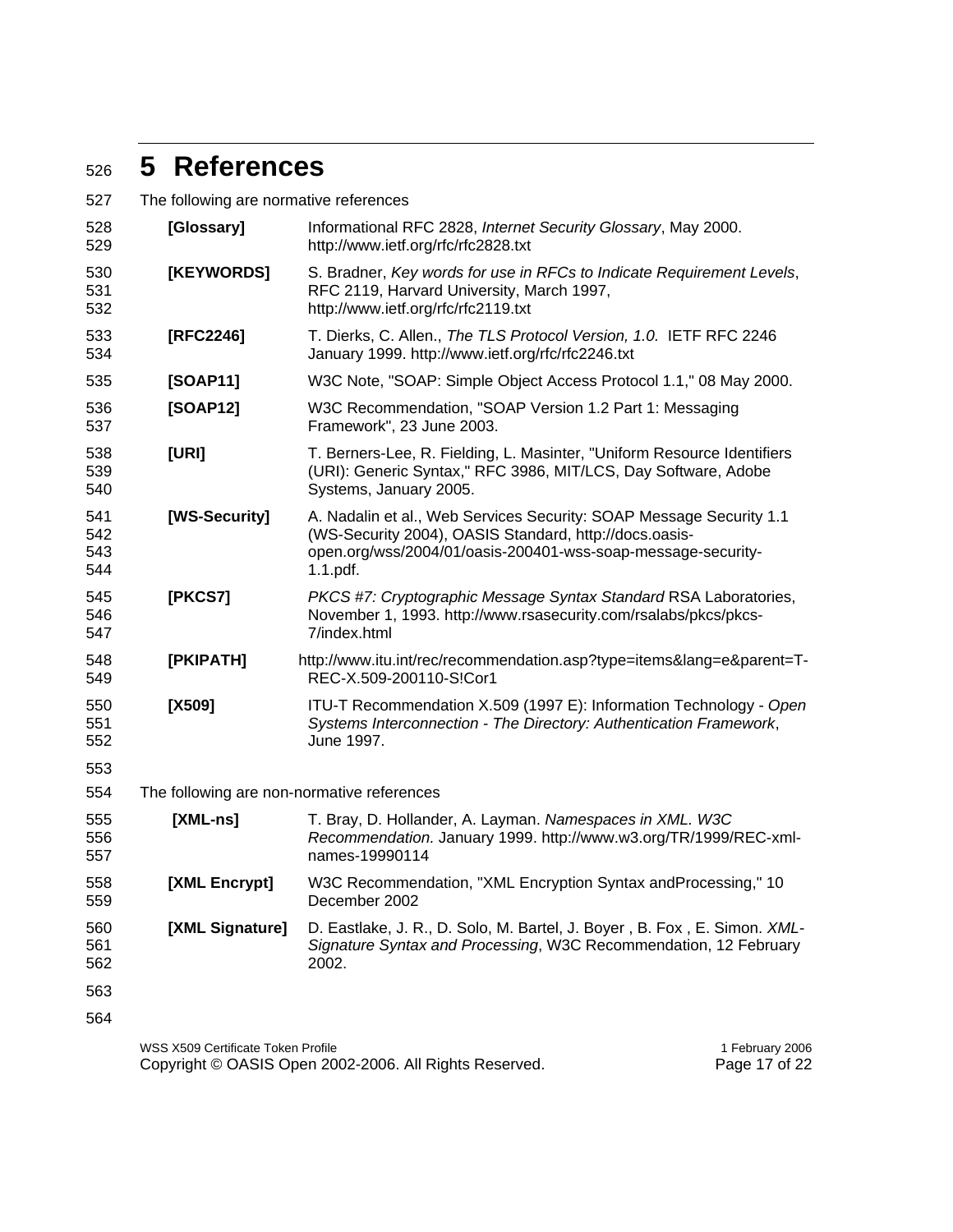# 5 References

The following are normative references

| | |
|---|---|
| **[Glossary]** | Informational RFC 2828, *Internet Security Glossary*, May 2000. http://www.ietf.org/rfc/rfc2828.txt |
| **[KEYWORDS]** | S. Bradner, *Key words for use in RFCs to Indicate Requirement Levels*, RFC 2119, Harvard University, March 1997, http://www.ietf.org/rfc/rfc2119.txt |
| **[RFC2246]** | T. Dierks, C. Allen., *The TLS Protocol Version, 1.0.* IETF RFC 2246 January 1999. http://www.ietf.org/rfc/rfc2246.txt |
| **[SOAP11]** | W3C Note, "SOAP: Simple Object Access Protocol 1.1," 08 May 2000. |
| **[SOAP12]** | W3C Recommendation, "SOAP Version 1.2 Part 1: Messaging Framework", 23 June 2003. |
| **[URI]** | T. Berners-Lee, R. Fielding, L. Masinter, "Uniform Resource Identifiers (URI): Generic Syntax," RFC 3986, MIT/LCS, Day Software, Adobe Systems, January 2005. |
| **[WS-Security]** | A. Nadalin et al., Web Services Security: SOAP Message Security 1.1 (WS-Security 2004), OASIS Standard, http://docs.oasis-open.org/wss/2004/01/oasis-200401-wss-soap-message-security-1.1.pdf. |
| **[PKCS7]** | *PKCS #7: Cryptographic Message Syntax Standard* RSA Laboratories, November 1, 1993. http://www.rsasecurity.com/rsalabs/pkcs/pkcs-7/index.html |
| **[PKIPATH]** | http://www.itu.int/rec/recommendation.asp?type=items&lang=e&parent=T-REC-X.509-200110-S!Cor1 |
| **[X509]** | ITU-T Recommendation X.509 (1997 E): Information Technology - *Open Systems Interconnection - The Directory: Authentication Framework*, June 1997. |

The following are non-normative references

| | |
|---|---|
| **[XML-ns]** | T. Bray, D. Hollander, A. Layman. *Namespaces in XML. W3C Recommendation.* January 1999. http://www.w3.org/TR/1999/REC-xml-names-19990114 |
| **[XML Encrypt]** | W3C Recommendation, "XML Encryption Syntax andProcessing," 10 December 2002 |
| **[XML Signature]** | D. Eastlake, J. R., D. Solo, M. Bartel, J. Boyer , B. Fox , E. Simon. *XML-Signature Syntax and Processing*, W3C Recommendation, 12 February 2002. |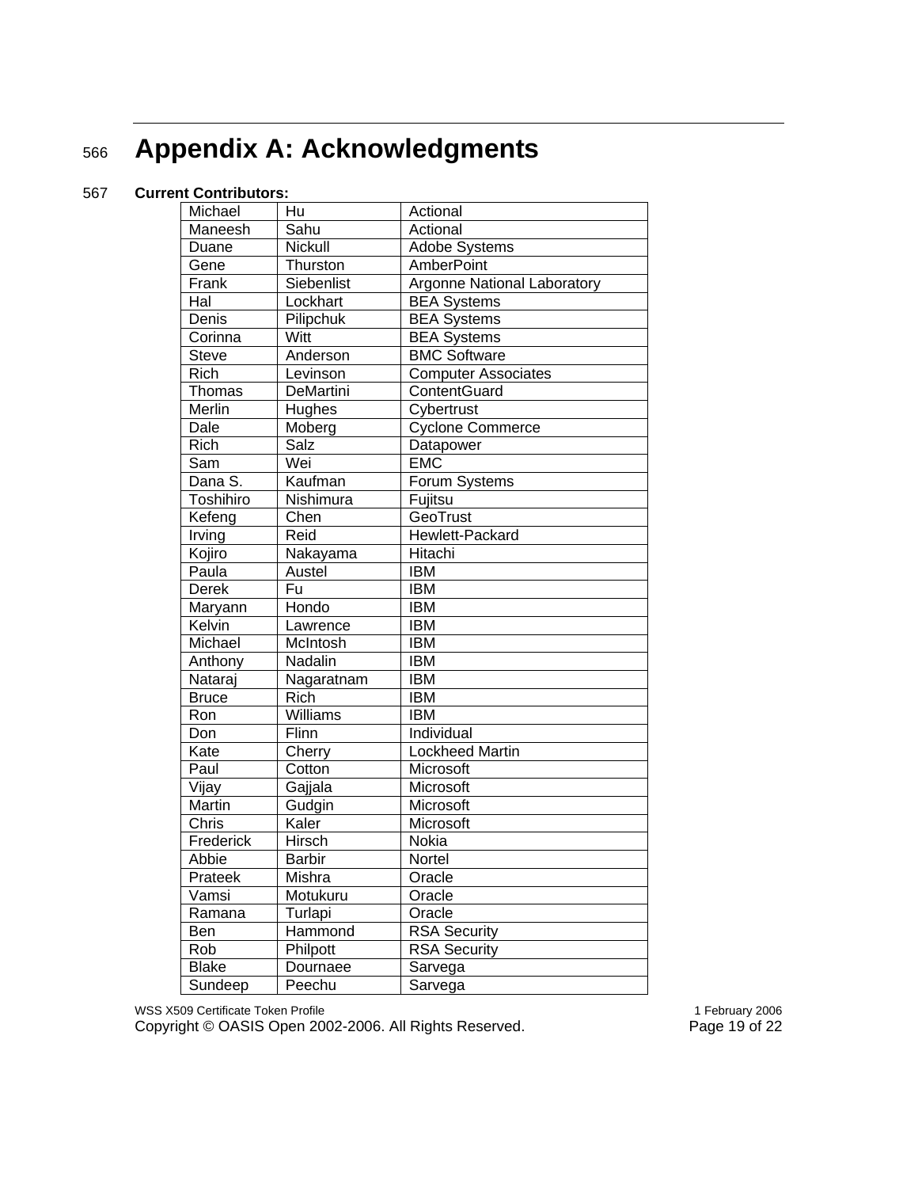# Appendix A: Acknowledgments

**Current Contributors:**

| Michael | Hu | Actional |
|---|---|---|
| Maneesh | Sahu | Actional |
| Duane | Nickull | Adobe Systems |
| Gene | Thurston | AmberPoint |
| Frank | Siebenlist | Argonne National Laboratory |
| Hal | Lockhart | BEA Systems |
| Denis | Pilipchuk | BEA Systems |
| Corinna | Witt | BEA Systems |
| Steve | Anderson | BMC Software |
| Rich | Levinson | Computer Associates |
| Thomas | DeMartini | ContentGuard |
| Merlin | Hughes | Cybertrust |
| Dale | Moberg | Cyclone Commerce |
| Rich | Salz | Datapower |
| Sam | Wei | EMC |
| Dana S. | Kaufman | Forum Systems |
| Toshihiro | Nishimura | Fujitsu |
| Kefeng | Chen | GeoTrust |
| Irving | Reid | Hewlett-Packard |
| Kojiro | Nakayama | Hitachi |
| Paula | Austel | IBM |
| Derek | Fu | IBM |
| Maryann | Hondo | IBM |
| Kelvin | Lawrence | IBM |
| Michael | McIntosh | IBM |
| Anthony | Nadalin | IBM |
| Nataraj | Nagaratnam | IBM |
| Bruce | Rich | IBM |
| Ron | Williams | IBM |
| Don | Flinn | Individual |
| Kate | Cherry | Lockheed Martin |
| Paul | Cotton | Microsoft |
| Vijay | Gajjala | Microsoft |
| Martin | Gudgin | Microsoft |
| Chris | Kaler | Microsoft |
| Frederick | Hirsch | Nokia |
| Abbie | Barbir | Nortel |
| Prateek | Mishra | Oracle |
| Vamsi | Motukuru | Oracle |
| Ramana | Turlapi | Oracle |
| Ben | Hammond | RSA Security |
| Rob | Philpott | RSA Security |
| Blake | Dournaee | Sarvega |
| Sundeep | Peechu | Sarvega |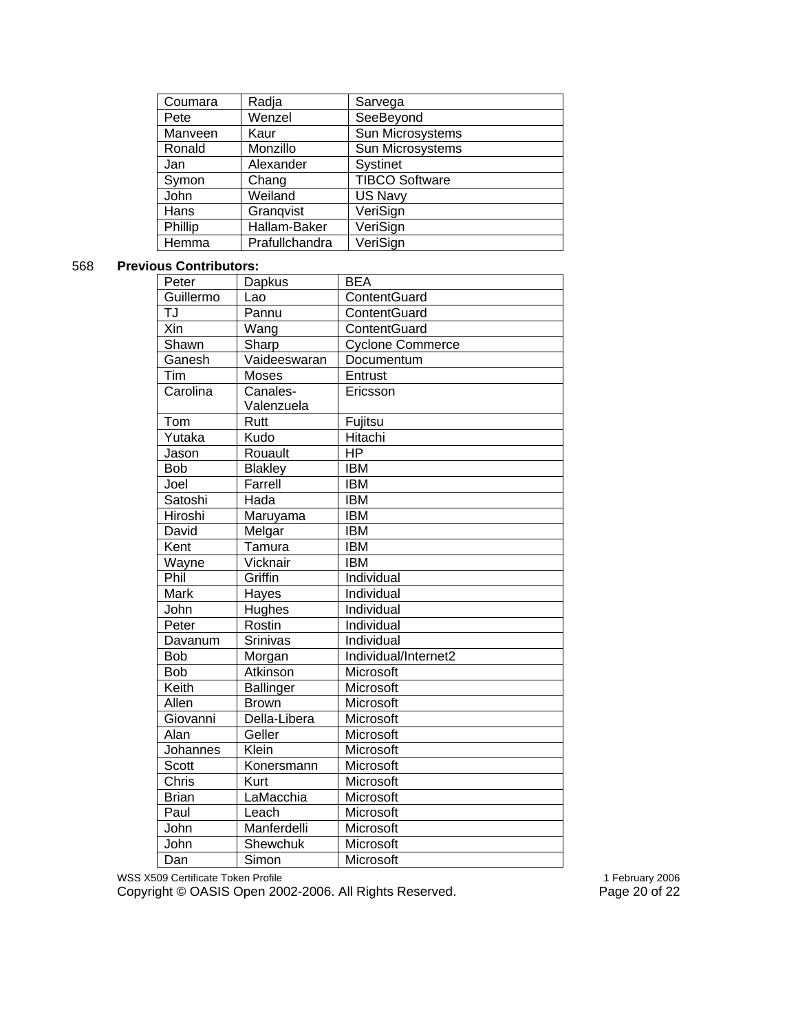| Coumara | Radja | Sarvega |
|---|---|---|
| Pete | Wenzel | SeeBeyond |
| Manveen | Kaur | Sun Microsystems |
| Ronald | Monzillo | Sun Microsystems |
| Jan | Alexander | Systinet |
| Symon | Chang | TIBCO Software |
| John | Weiland | US Navy |
| Hans | Granqvist | VeriSign |
| Phillip | Hallam-Baker | VeriSign |
| Hemma | Prafullchandra | VeriSign |

568 **Previous Contributors:**

| Peter | Dapkus | BEA |
|---|---|---|
| Guillermo | Lao | ContentGuard |
| TJ | Pannu | ContentGuard |
| Xin | Wang | ContentGuard |
| Shawn | Sharp | Cyclone Commerce |
| Ganesh | Vaideeswaran | Documentum |
| Tim | Moses | Entrust |
| Carolina | Canales-Valenzuela | Ericsson |
| Tom | Rutt | Fujitsu |
| Yutaka | Kudo | Hitachi |
| Jason | Rouault | HP |
| Bob | Blakley | IBM |
| Joel | Farrell | IBM |
| Satoshi | Hada | IBM |
| Hiroshi | Maruyama | IBM |
| David | Melgar | IBM |
| Kent | Tamura | IBM |
| Wayne | Vicknair | IBM |
| Phil | Griffin | Individual |
| Mark | Hayes | Individual |
| John | Hughes | Individual |
| Peter | Rostin | Individual |
| Davanum | Srinivas | Individual |
| Bob | Morgan | Individual/Internet2 |
| Bob | Atkinson | Microsoft |
| Keith | Ballinger | Microsoft |
| Allen | Brown | Microsoft |
| Giovanni | Della-Libera | Microsoft |
| Alan | Geller | Microsoft |
| Johannes | Klein | Microsoft |
| Scott | Konersmann | Microsoft |
| Chris | Kurt | Microsoft |
| Brian | LaMacchia | Microsoft |
| Paul | Leach | Microsoft |
| John | Manferdelli | Microsoft |
| John | Shewchuk | Microsoft |
| Dan | Simon | Microsoft |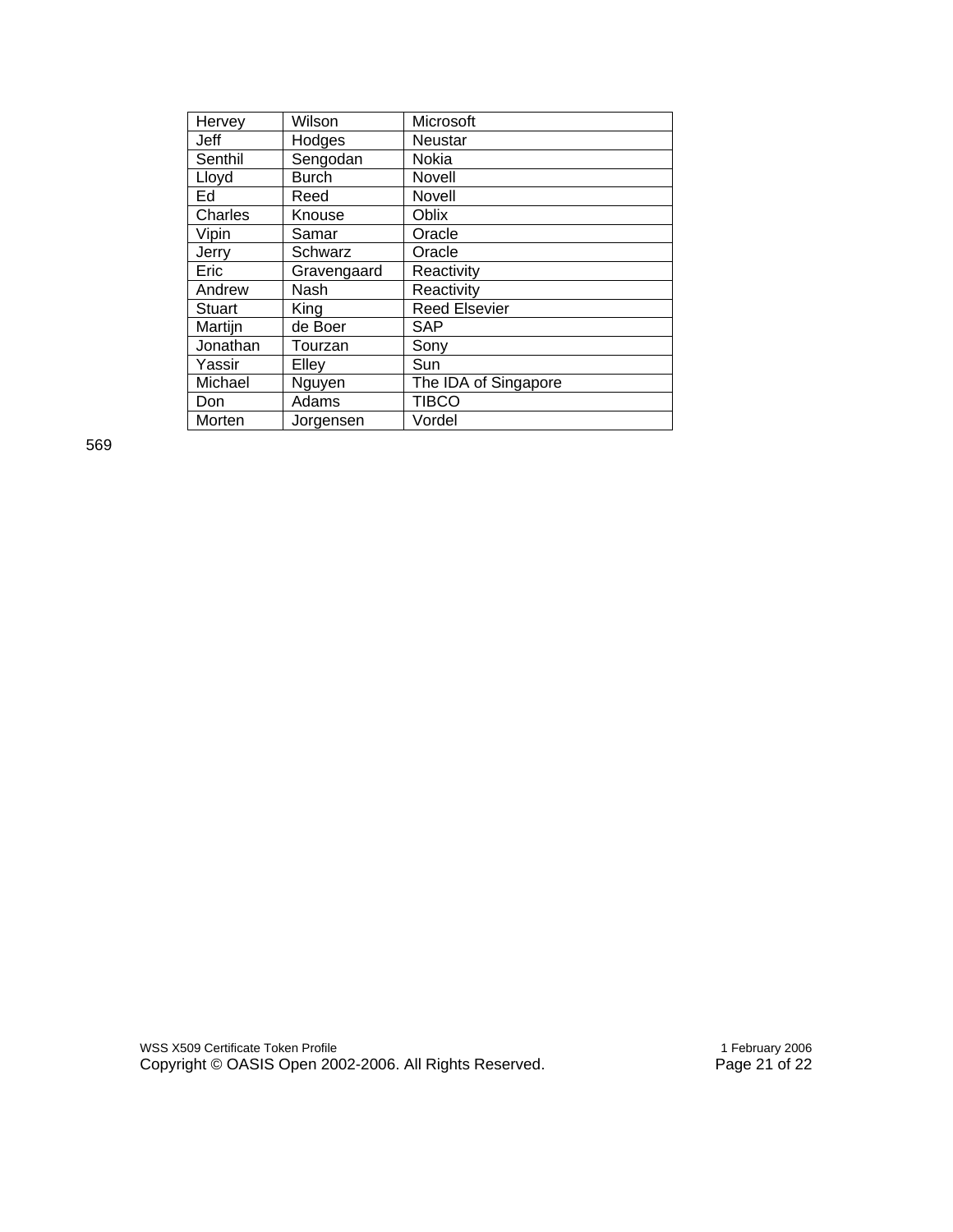| Hervey | Wilson | Microsoft |
| --- | --- | --- |
| Jeff | Hodges | Neustar |
| Senthil | Sengodan | Nokia |
| Lloyd | Burch | Novell |
| Ed | Reed | Novell |
| Charles | Knouse | Oblix |
| Vipin | Samar | Oracle |
| Jerry | Schwarz | Oracle |
| Eric | Gravengaard | Reactivity |
| Andrew | Nash | Reactivity |
| Stuart | King | Reed Elsevier |
| Martijn | de Boer | SAP |
| Jonathan | Tourzan | Sony |
| Yassir | Elley | Sun |
| Michael | Nguyen | The IDA of Singapore |
| Don | Adams | TIBCO |
| Morten | Jorgensen | Vordel |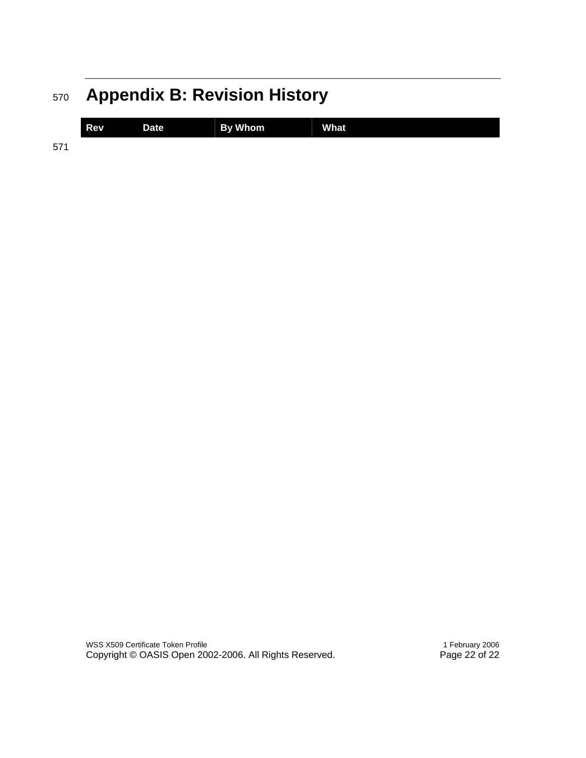# Appendix B: Revision History

| Rev | Date | By Whom | What |
| --- | --- | --- | --- |